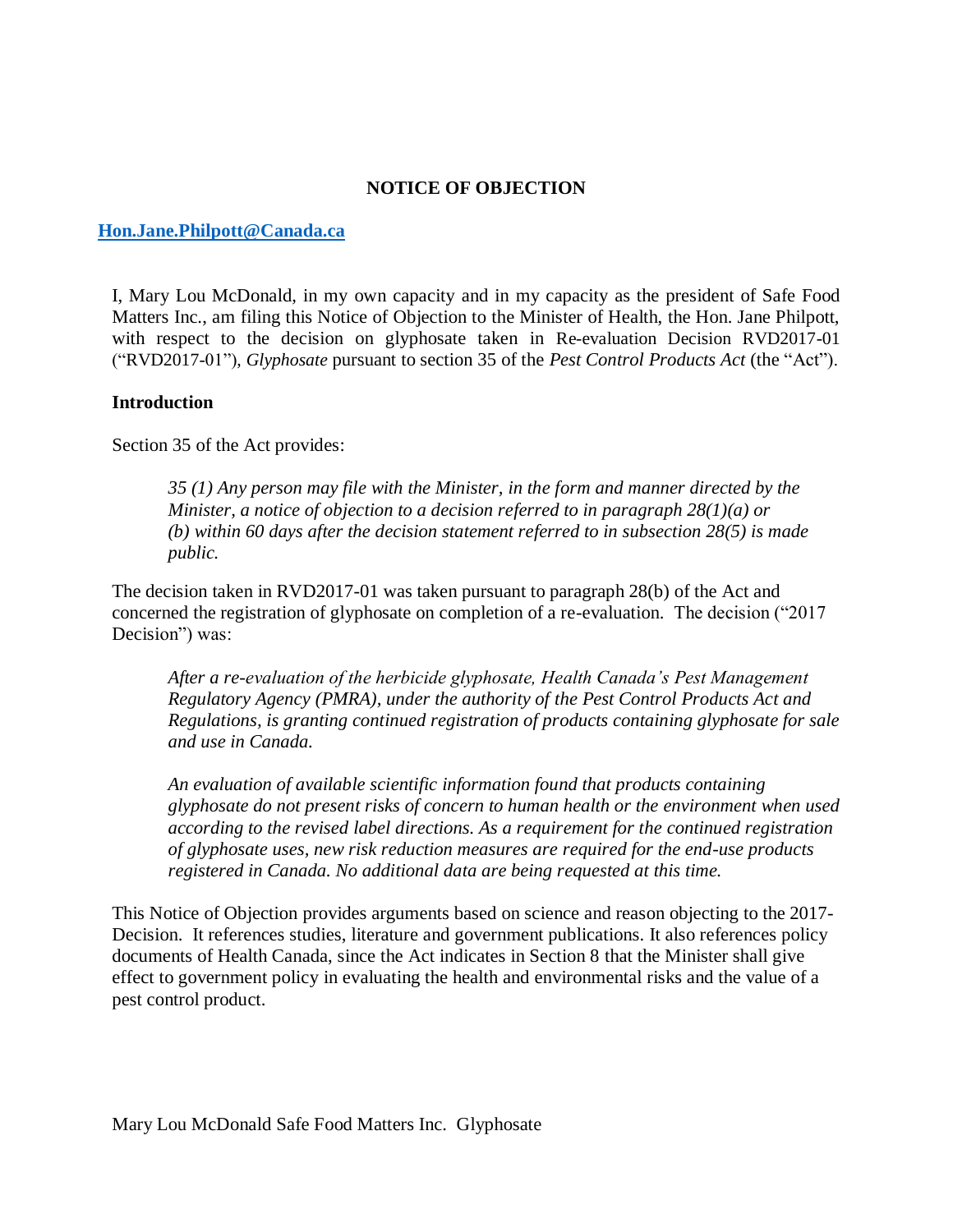**NOTICE OF OBJECTION**

**Hon.Jane.Philpott@Canada.ca**

I, Mary Lou McDonald, in my own capacity and in my capacity as the president of Safe Food Matters Inc., am filing this Notice of Objection to the Minister of Health, the Hon. Jane Philpott, with respect to the decision on glyphosate taken in Re-evaluation Decision RVD2017-01 ("RVD2017-01"), *Glyphosate* pursuant to section 35 of the *Pest Control Products Act* (the "Act").

**Introduction**

Section 35 of the Act provides:

> *35 (1) Any person may file with the Minister, in the form and manner directed by the Minister, a notice of objection to a decision referred to in paragraph 28(1)(a) or (b) within 60 days after the decision statement referred to in subsection 28(5) is made public.*

The decision taken in RVD2017-01 was taken pursuant to paragraph 28(b) of the Act and concerned the registration of glyphosate on completion of a re-evaluation. The decision ("2017 Decision") was:

> *After a re-evaluation of the herbicide glyphosate, Health Canada's Pest Management Regulatory Agency (PMRA), under the authority of the Pest Control Products Act and Regulations, is granting continued registration of products containing glyphosate for sale and use in Canada.*
>
> *An evaluation of available scientific information found that products containing glyphosate do not present risks of concern to human health or the environment when used according to the revised label directions. As a requirement for the continued registration of glyphosate uses, new risk reduction measures are required for the end-use products registered in Canada. No additional data are being requested at this time.*

This Notice of Objection provides arguments based on science and reason objecting to the 2017-Decision. It references studies, literature and government publications. It also references policy documents of Health Canada, since the Act indicates in Section 8 that the Minister shall give effect to government policy in evaluating the health and environmental risks and the value of a pest control product.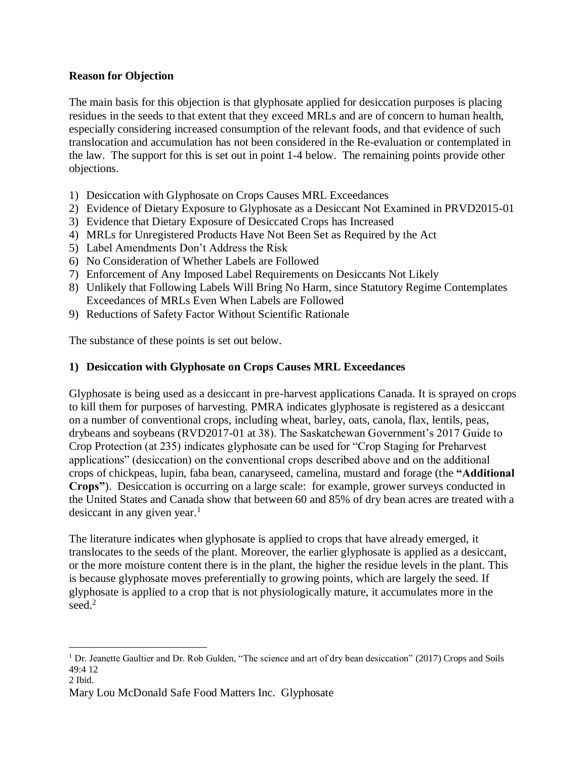**Reason for Objection**

The main basis for this objection is that glyphosate applied for desiccation purposes is placing residues in the seeds to that extent that they exceed MRLs and are of concern to human health, especially considering increased consumption of the relevant foods, and that evidence of such translocation and accumulation has not been considered in the Re-evaluation or contemplated in the law. The support for this is set out in point 1-4 below. The remaining points provide other objections.

1) Desiccation with Glyphosate on Crops Causes MRL Exceedances
2) Evidence of Dietary Exposure to Glyphosate as a Desiccant Not Examined in PRVD2015-01
3) Evidence that Dietary Exposure of Desiccated Crops has Increased
4) MRLs for Unregistered Products Have Not Been Set as Required by the Act
5) Label Amendments Don't Address the Risk
6) No Consideration of Whether Labels are Followed
7) Enforcement of Any Imposed Label Requirements on Desiccants Not Likely
8) Unlikely that Following Labels Will Bring No Harm, since Statutory Regime Contemplates Exceedances of MRLs Even When Labels are Followed
9) Reductions of Safety Factor Without Scientific Rationale

The substance of these points is set out below.

## 1) Desiccation with Glyphosate on Crops Causes MRL Exceedances

Glyphosate is being used as a desiccant in pre-harvest applications Canada. It is sprayed on crops to kill them for purposes of harvesting. PMRA indicates glyphosate is registered as a desiccant on a number of conventional crops, including wheat, barley, oats, canola, flax, lentils, peas, drybeans and soybeans (RVD2017-01 at 38). The Saskatchewan Government's 2017 Guide to Crop Protection (at 235) indicates glyphosate can be used for "Crop Staging for Preharvest applications" (desiccation) on the conventional crops described above and on the additional crops of chickpeas, lupin, faba bean, canaryseed, camelina, mustard and forage (the **"Additional Crops"**). Desiccation is occurring on a large scale: for example, grower surveys conducted in the United States and Canada show that between 60 and 85% of dry bean acres are treated with a desiccant in any given year.[1]

The literature indicates when glyphosate is applied to crops that have already emerged, it translocates to the seeds of the plant. Moreover, the earlier glyphosate is applied as a desiccant, or the more moisture content there is in the plant, the higher the residue levels in the plant. This is because glyphosate moves preferentially to growing points, which are largely the seed. If glyphosate is applied to a crop that is not physiologically mature, it accumulates more in the seed.[2]

---

[1] Dr. Jeanette Gaultier and Dr. Rob Gulden, "The science and art of dry bean desiccation" (2017) Crops and Soils 49:4 12

2 Ibid.

Mary Lou McDonald Safe Food Matters Inc. Glyphosate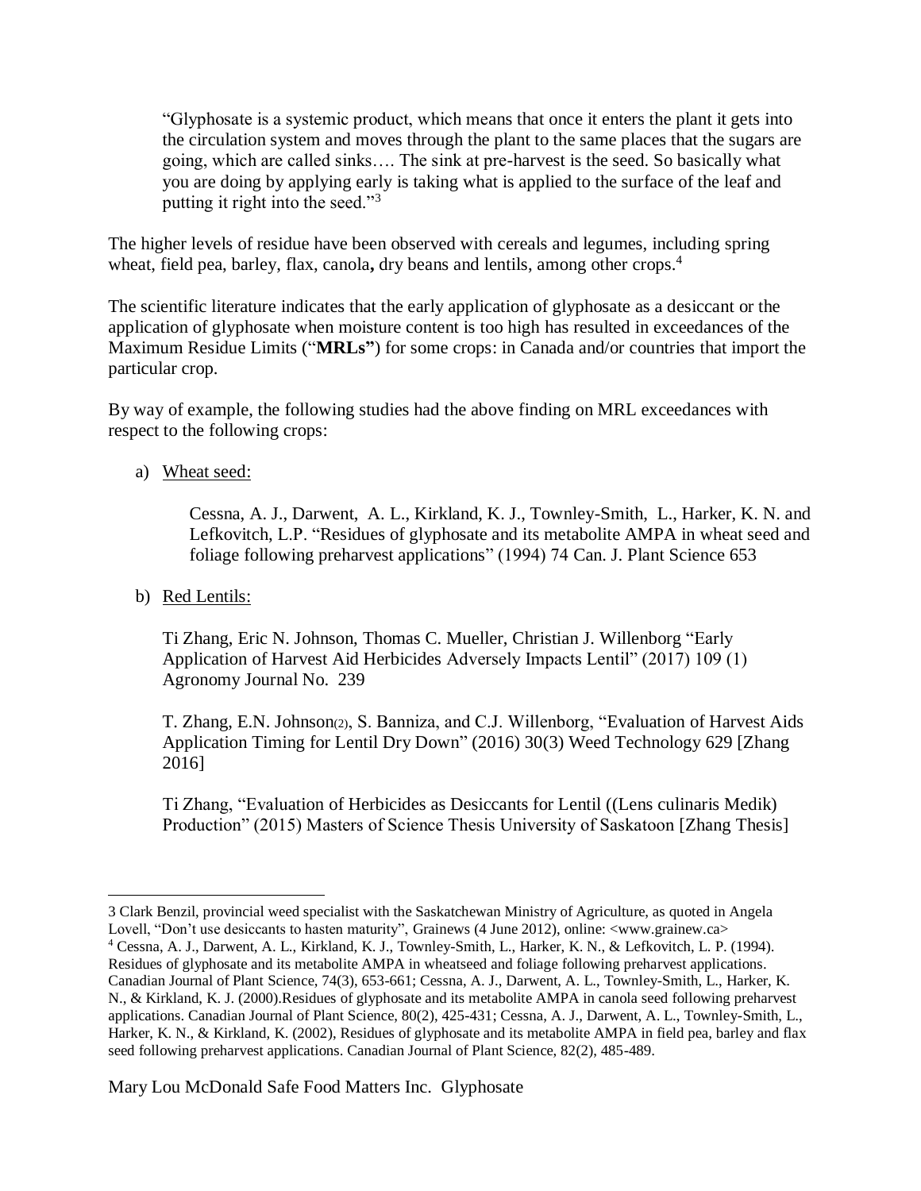> "Glyphosate is a systemic product, which means that once it enters the plant it gets into the circulation system and moves through the plant to the same places that the sugars are going, which are called sinks…. The sink at pre-harvest is the seed. So basically what you are doing by applying early is taking what is applied to the surface of the leaf and putting it right into the seed."[3]

The higher levels of residue have been observed with cereals and legumes, including spring wheat, field pea, barley, flax, canola**,** dry beans and lentils, among other crops.[4]

The scientific literature indicates that the early application of glyphosate as a desiccant or the application of glyphosate when moisture content is too high has resulted in exceedances of the Maximum Residue Limits ("**MRLs"**) for some crops: in Canada and/or countries that import the particular crop.

By way of example, the following studies had the above finding on MRL exceedances with respect to the following crops:

a) Wheat seed:

   Cessna, A. J., Darwent, A. L., Kirkland, K. J., Townley-Smith, L., Harker, K. N. and Lefkovitch, L.P. "Residues of glyphosate and its metabolite AMPA in wheat seed and foliage following preharvest applications" (1994) 74 Can. J. Plant Science 653

b) Red Lentils:

   Ti Zhang, Eric N. Johnson, Thomas C. Mueller, Christian J. Willenborg "Early Application of Harvest Aid Herbicides Adversely Impacts Lentil" (2017) 109 (1) Agronomy Journal No. 239

   T. Zhang, E.N. Johnson(2), S. Banniza, and C.J. Willenborg, "Evaluation of Harvest Aids Application Timing for Lentil Dry Down" (2016) 30(3) Weed Technology 629 [Zhang 2016]

   Ti Zhang, "Evaluation of Herbicides as Desiccants for Lentil ((Lens culinaris Medik) Production" (2015) Masters of Science Thesis University of Saskatoon [Zhang Thesis]

---

3 Clark Benzil, provincial weed specialist with the Saskatchewan Ministry of Agriculture, as quoted in Angela Lovell, "Don't use desiccants to hasten maturity", Grainews (4 June 2012), online: <www.grainew.ca>

4 Cessna, A. J., Darwent, A. L., Kirkland, K. J., Townley-Smith, L., Harker, K. N., & Lefkovitch, L. P. (1994). Residues of glyphosate and its metabolite AMPA in wheatseed and foliage following preharvest applications. Canadian Journal of Plant Science, 74(3), 653-661; Cessna, A. J., Darwent, A. L., Townley-Smith, L., Harker, K. N., & Kirkland, K. J. (2000).Residues of glyphosate and its metabolite AMPA in canola seed following preharvest applications. Canadian Journal of Plant Science, 80(2), 425-431; Cessna, A. J., Darwent, A. L., Townley-Smith, L., Harker, K. N., & Kirkland, K. (2002), Residues of glyphosate and its metabolite AMPA in field pea, barley and flax seed following preharvest applications. Canadian Journal of Plant Science, 82(2), 485-489.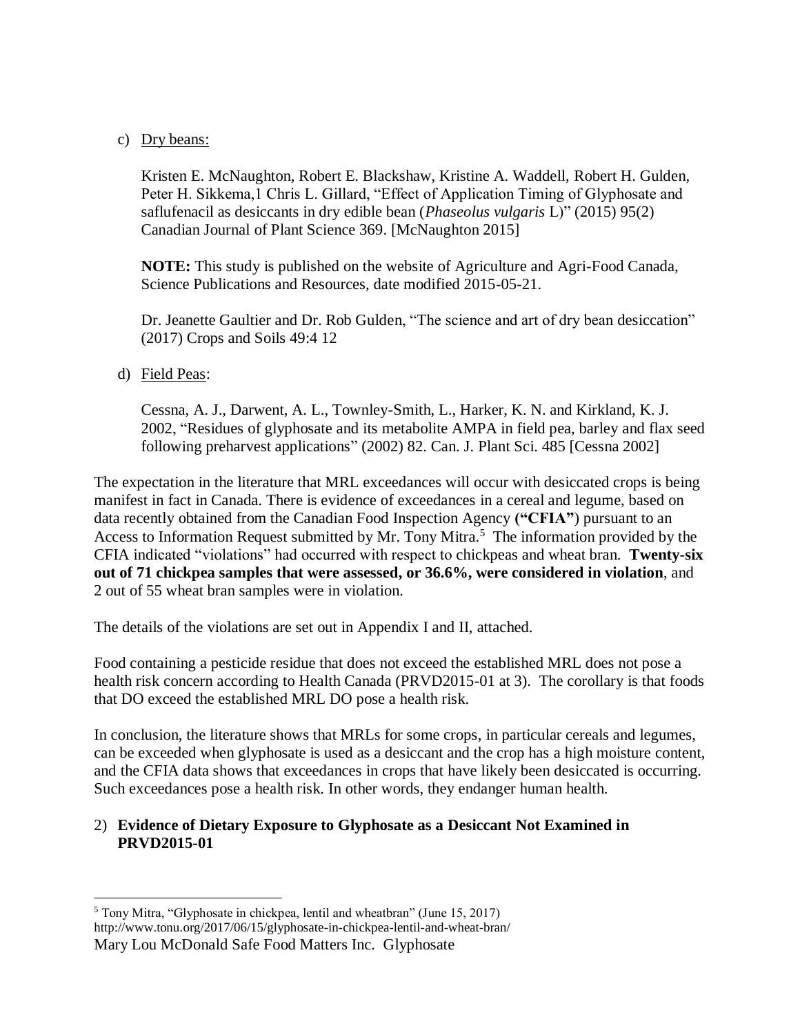c) Dry beans:

   Kristen E. McNaughton, Robert E. Blackshaw, Kristine A. Waddell, Robert H. Gulden, Peter H. Sikkema,1 Chris L. Gillard, "Effect of Application Timing of Glyphosate and saflufenacil as desiccants in dry edible bean (*Phaseolus vulgaris* L)" (2015) 95(2) Canadian Journal of Plant Science 369. [McNaughton 2015]

   **NOTE:** This study is published on the website of Agriculture and Agri-Food Canada, Science Publications and Resources, date modified 2015-05-21.

   Dr. Jeanette Gaultier and Dr. Rob Gulden, "The science and art of dry bean desiccation" (2017) Crops and Soils 49:4 12

d) Field Peas:

   Cessna, A. J., Darwent, A. L., Townley-Smith, L., Harker, K. N. and Kirkland, K. J. 2002, "Residues of glyphosate and its metabolite AMPA in field pea, barley and flax seed following preharvest applications" (2002) 82. Can. J. Plant Sci. 485 [Cessna 2002]

The expectation in the literature that MRL exceedances will occur with desiccated crops is being manifest in fact in Canada. There is evidence of exceedances in a cereal and legume, based on data recently obtained from the Canadian Food Inspection Agency **("CFIA"**) pursuant to an Access to Information Request submitted by Mr. Tony Mitra.[5] The information provided by the CFIA indicated "violations" had occurred with respect to chickpeas and wheat bran. **Twenty-six out of 71 chickpea samples that were assessed, or 36.6%, were considered in violation**, and 2 out of 55 wheat bran samples were in violation.

The details of the violations are set out in Appendix I and II, attached.

Food containing a pesticide residue that does not exceed the established MRL does not pose a health risk concern according to Health Canada (PRVD2015-01 at 3). The corollary is that foods that DO exceed the established MRL DO pose a health risk.

In conclusion, the literature shows that MRLs for some crops, in particular cereals and legumes, can be exceeded when glyphosate is used as a desiccant and the crop has a high moisture content, and the CFIA data shows that exceedances in crops that have likely been desiccated is occurring. Such exceedances pose a health risk. In other words, they endanger human health.

2) **Evidence of Dietary Exposure to Glyphosate as a Desiccant Not Examined in PRVD2015-01**

---

[5] Tony Mitra, "Glyphosate in chickpea, lentil and wheatbran" (June 15, 2017) http://www.tonu.org/2017/06/15/glyphosate-in-chickpea-lentil-and-wheat-bran/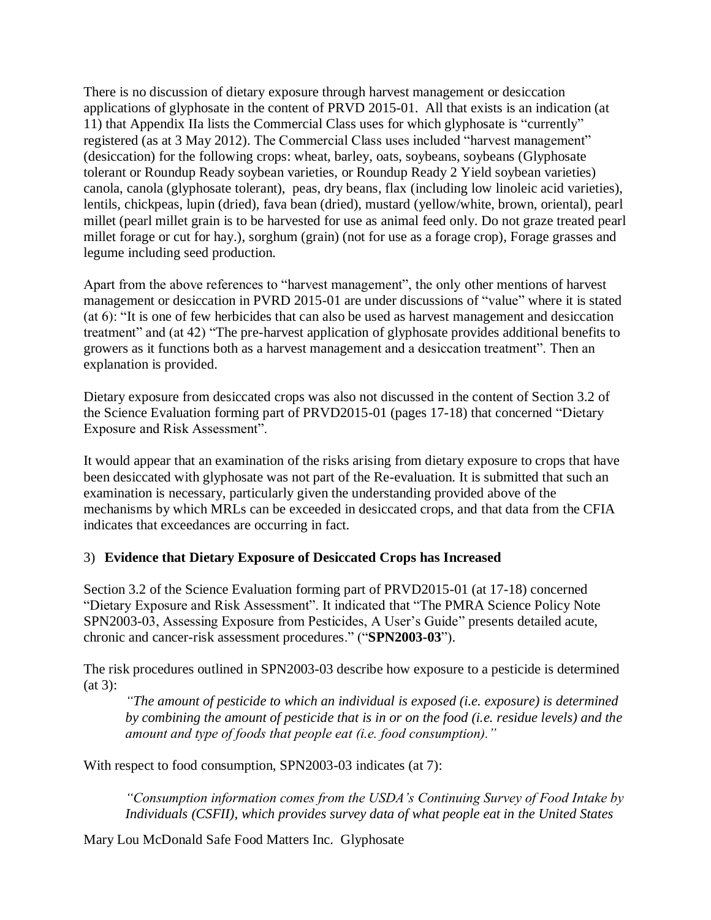There is no discussion of dietary exposure through harvest management or desiccation applications of glyphosate in the content of PRVD 2015-01. All that exists is an indication (at 11) that Appendix IIa lists the Commercial Class uses for which glyphosate is "currently" registered (as at 3 May 2012). The Commercial Class uses included "harvest management" (desiccation) for the following crops: wheat, barley, oats, soybeans, soybeans (Glyphosate tolerant or Roundup Ready soybean varieties, or Roundup Ready 2 Yield soybean varieties) canola, canola (glyphosate tolerant), peas, dry beans, flax (including low linoleic acid varieties), lentils, chickpeas, lupin (dried), fava bean (dried), mustard (yellow/white, brown, oriental), pearl millet (pearl millet grain is to be harvested for use as animal feed only. Do not graze treated pearl millet forage or cut for hay.), sorghum (grain) (not for use as a forage crop), Forage grasses and legume including seed production.

Apart from the above references to "harvest management", the only other mentions of harvest management or desiccation in PVRD 2015-01 are under discussions of "value" where it is stated (at 6): "It is one of few herbicides that can also be used as harvest management and desiccation treatment" and (at 42) "The pre-harvest application of glyphosate provides additional benefits to growers as it functions both as a harvest management and a desiccation treatment". Then an explanation is provided.

Dietary exposure from desiccated crops was also not discussed in the content of Section 3.2 of the Science Evaluation forming part of PRVD2015-01 (pages 17-18) that concerned "Dietary Exposure and Risk Assessment".

It would appear that an examination of the risks arising from dietary exposure to crops that have been desiccated with glyphosate was not part of the Re-evaluation. It is submitted that such an examination is necessary, particularly given the understanding provided above of the mechanisms by which MRLs can be exceeded in desiccated crops, and that data from the CFIA indicates that exceedances are occurring in fact.

### 3) **Evidence that Dietary Exposure of Desiccated Crops has Increased**

Section 3.2 of the Science Evaluation forming part of PRVD2015-01 (at 17-18) concerned "Dietary Exposure and Risk Assessment". It indicated that "The PMRA Science Policy Note SPN2003-03, Assessing Exposure from Pesticides, A User's Guide" presents detailed acute, chronic and cancer-risk assessment procedures." ("**SPN2003-03**").

The risk procedures outlined in SPN2003-03 describe how exposure to a pesticide is determined (at 3):

> *"The amount of pesticide to which an individual is exposed (i.e. exposure) is determined by combining the amount of pesticide that is in or on the food (i.e. residue levels) and the amount and type of foods that people eat (i.e. food consumption)."*

With respect to food consumption, SPN2003-03 indicates (at 7):

> *"Consumption information comes from the USDA's Continuing Survey of Food Intake by Individuals (CSFII), which provides survey data of what people eat in the United States*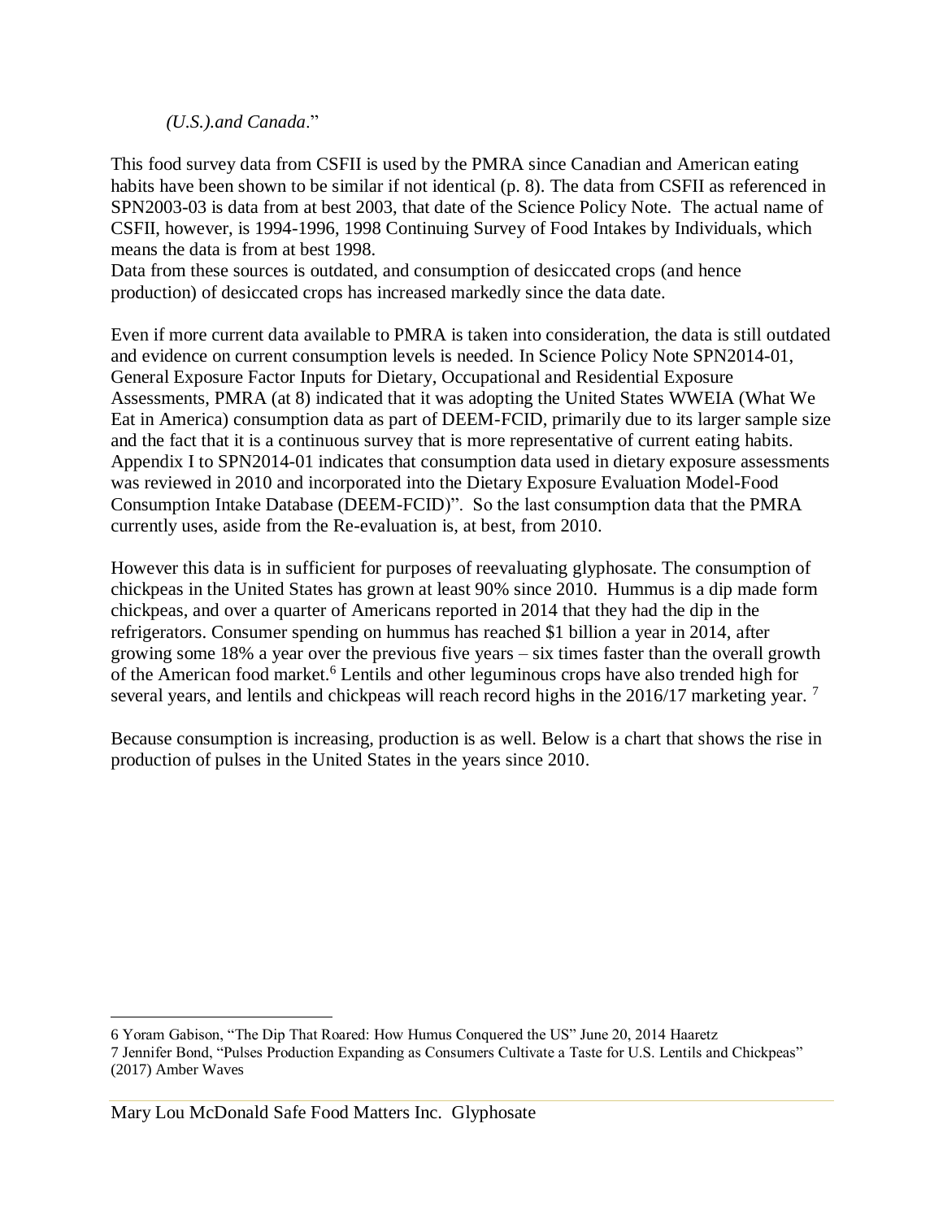*(U.S.).and Canada*."

This food survey data from CSFII is used by the PMRA since Canadian and American eating habits have been shown to be similar if not identical (p. 8). The data from CSFII as referenced in SPN2003-03 is data from at best 2003, that date of the Science Policy Note. The actual name of CSFII, however, is 1994-1996, 1998 Continuing Survey of Food Intakes by Individuals, which means the data is from at best 1998.
Data from these sources is outdated, and consumption of desiccated crops (and hence production) of desiccated crops has increased markedly since the data date.

Even if more current data available to PMRA is taken into consideration, the data is still outdated and evidence on current consumption levels is needed. In Science Policy Note SPN2014-01, General Exposure Factor Inputs for Dietary, Occupational and Residential Exposure Assessments, PMRA (at 8) indicated that it was adopting the United States WWEIA (What We Eat in America) consumption data as part of DEEM-FCID, primarily due to its larger sample size and the fact that it is a continuous survey that is more representative of current eating habits. Appendix I to SPN2014-01 indicates that consumption data used in dietary exposure assessments was reviewed in 2010 and incorporated into the Dietary Exposure Evaluation Model-Food Consumption Intake Database (DEEM-FCID)". So the last consumption data that the PMRA currently uses, aside from the Re-evaluation is, at best, from 2010.

However this data is in sufficient for purposes of reevaluating glyphosate. The consumption of chickpeas in the United States has grown at least 90% since 2010. Hummus is a dip made form chickpeas, and over a quarter of Americans reported in 2014 that they had the dip in the refrigerators. Consumer spending on hummus has reached $1 billion a year in 2014, after growing some 18% a year over the previous five years – six times faster than the overall growth of the American food market.[6] Lentils and other leguminous crops have also trended high for several years, and lentils and chickpeas will reach record highs in the 2016/17 marketing year. [7]

Because consumption is increasing, production is as well. Below is a chart that shows the rise in production of pulses in the United States in the years since 2010.

---

6 Yoram Gabison, "The Dip That Roared: How Humus Conquered the US" June 20, 2014 Haaretz

7 Jennifer Bond, "Pulses Production Expanding as Consumers Cultivate a Taste for U.S. Lentils and Chickpeas" (2017) Amber Waves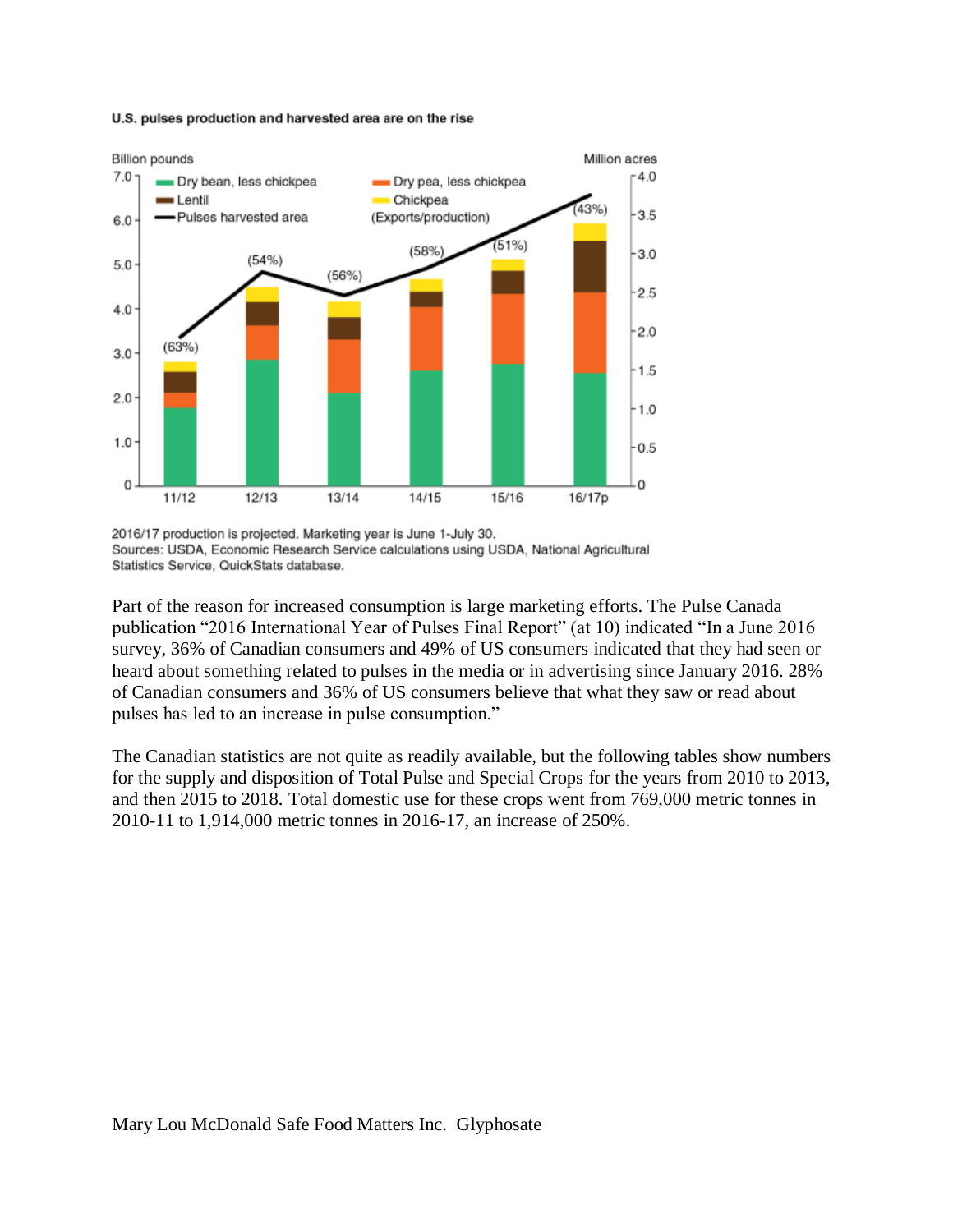**U.S. pulses production and harvested area are on the rise**

2016/17 production is projected. Marketing year is June 1-July 30.
Sources: USDA, Economic Research Service calculations using USDA, National Agricultural Statistics Service, QuickStats database.

Part of the reason for increased consumption is large marketing efforts. The Pulse Canada publication "2016 International Year of Pulses Final Report" (at 10) indicated "In a June 2016 survey, 36% of Canadian consumers and 49% of US consumers indicated that they had seen or heard about something related to pulses in the media or in advertising since January 2016. 28% of Canadian consumers and 36% of US consumers believe that what they saw or read about pulses has led to an increase in pulse consumption."

The Canadian statistics are not quite as readily available, but the following tables show numbers for the supply and disposition of Total Pulse and Special Crops for the years from 2010 to 2013, and then 2015 to 2018. Total domestic use for these crops went from 769,000 metric tonnes in 2010-11 to 1,914,000 metric tonnes in 2016-17, an increase of 250%.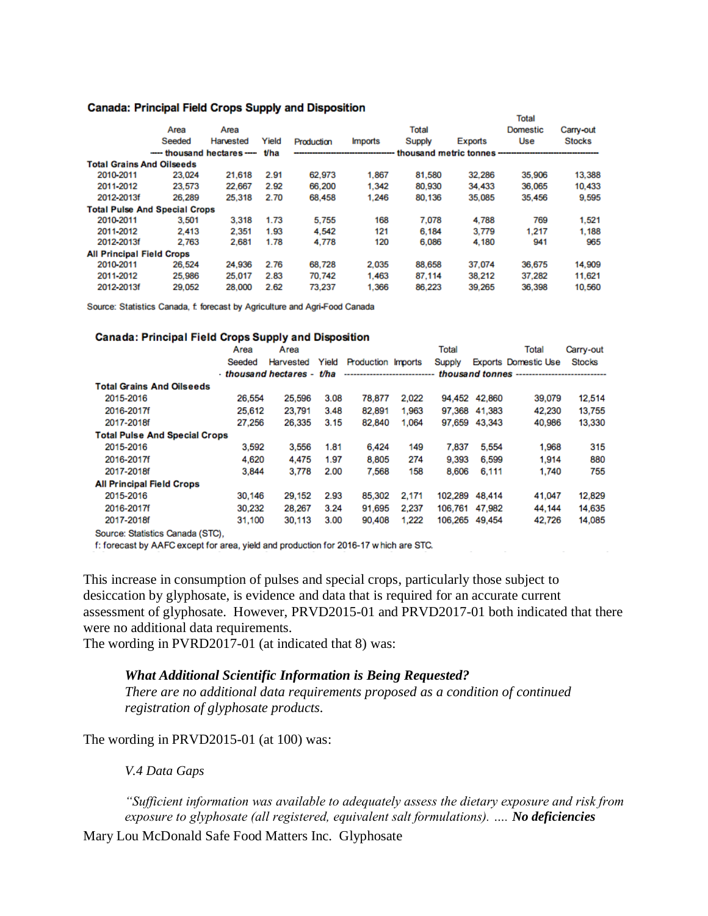**Canada: Principal Field Crops Supply and Disposition**

| | Area Seeded | Area Harvested | Yield | Production | Imports | Total Supply | Exports | Total Domestic Use | Carry-out Stocks |
|---|---|---|---|---|---|---|---|---|---|
| | ---- thousand hectares ---- | | t/ha | ---------------------------------- thousand metric tonnes | | | | | ---------------------------------- |
| **Total Grains And Oilseeds** | | | | | | | | | |
| 2010-2011 | 23,024 | 21,618 | 2.91 | 62,973 | 1,867 | 81,580 | 32,286 | 35,906 | 13,388 |
| 2011-2012 | 23,573 | 22,667 | 2.92 | 66,200 | 1,342 | 80,930 | 34,433 | 36,065 | 10,433 |
| 2012-2013f | 26,289 | 25,318 | 2.70 | 68,458 | 1,246 | 80,136 | 35,085 | 35,456 | 9,595 |
| **Total Pulse And Special Crops** | | | | | | | | | |
| 2010-2011 | 3,501 | 3,318 | 1.73 | 5,755 | 168 | 7,078 | 4,788 | 769 | 1,521 |
| 2011-2012 | 2,413 | 2,351 | 1.93 | 4,542 | 121 | 6,184 | 3,779 | 1,217 | 1,188 |
| 2012-2013f | 2,763 | 2,681 | 1.78 | 4,778 | 120 | 6,086 | 4,180 | 941 | 965 |
| **All Principal Field Crops** | | | | | | | | | |
| 2010-2011 | 26,524 | 24,936 | 2.76 | 68,728 | 2,035 | 88,658 | 37,074 | 36,675 | 14,909 |
| 2011-2012 | 25,986 | 25,017 | 2.83 | 70,742 | 1,463 | 87,114 | 38,212 | 37,282 | 11,621 |
| 2012-2013f | 29,052 | 28,000 | 2.62 | 73,237 | 1,366 | 86,223 | 39,265 | 36,398 | 10,560 |

Source: Statistics Canada, f: forecast by Agriculture and Agri-Food Canada

**Canada: Principal Field Crops Supply and Disposition**

| | Area Seeded | Area Harvested | Yield | Production | Imports | Total Supply | Exports | Total Domestic Use | Carry-out Stocks |
|---|---|---|---|---|---|---|---|---|---|
| | *- thousand hectares -* | | *t/ha* | ---------------------------- *thousand tonnes* | | | | | ---------------------------- |
| **Total Grains And Oilseeds** | | | | | | | | | |
| 2015-2016 | 26,554 | 25,596 | 3.08 | 78,877 | 2,022 | 94,452 | 42,860 | 39,079 | 12,514 |
| 2016-2017f | 25,612 | 23,791 | 3.48 | 82,891 | 1,963 | 97,368 | 41,383 | 42,230 | 13,755 |
| 2017-2018f | 27,256 | 26,335 | 3.15 | 82,840 | 1,064 | 97,659 | 43,343 | 40,986 | 13,330 |
| **Total Pulse And Special Crops** | | | | | | | | | |
| 2015-2016 | 3,592 | 3,556 | 1.81 | 6,424 | 149 | 7,837 | 5,554 | 1,968 | 315 |
| 2016-2017f | 4,620 | 4,475 | 1.97 | 8,805 | 274 | 9,393 | 6,599 | 1,914 | 880 |
| 2017-2018f | 3,844 | 3,778 | 2.00 | 7,568 | 158 | 8,606 | 6,111 | 1,740 | 755 |
| **All Principal Field Crops** | | | | | | | | | |
| 2015-2016 | 30,146 | 29,152 | 2.93 | 85,302 | 2,171 | 102,289 | 48,414 | 41,047 | 12,829 |
| 2016-2017f | 30,232 | 28,267 | 3.24 | 91,695 | 2,237 | 106,761 | 47,982 | 44,144 | 14,635 |
| 2017-2018f | 31,100 | 30,113 | 3.00 | 90,408 | 1,222 | 106,265 | 49,454 | 42,726 | 14,085 |

Source: Statistics Canada (STC),
f: forecast by AAFC except for area, yield and production for 2016-17 which are STC.

This increase in consumption of pulses and special crops, particularly those subject to desiccation by glyphosate, is evidence and data that is required for an accurate current assessment of glyphosate. However, PRVD2015-01 and PRVD2017-01 both indicated that there were no additional data requirements.
The wording in PVRD2017-01 (at indicated that 8) was:

> ***What Additional Scientific Information is Being Requested?***
> *There are no additional data requirements proposed as a condition of continued registration of glyphosate products.*

The wording in PRVD2015-01 (at 100) was:

> *V.4 Data Gaps*
>
> *"Sufficient information was available to adequately assess the dietary exposure and risk from exposure to glyphosate (all registered, equivalent salt formulations). ….* ***No deficiencies***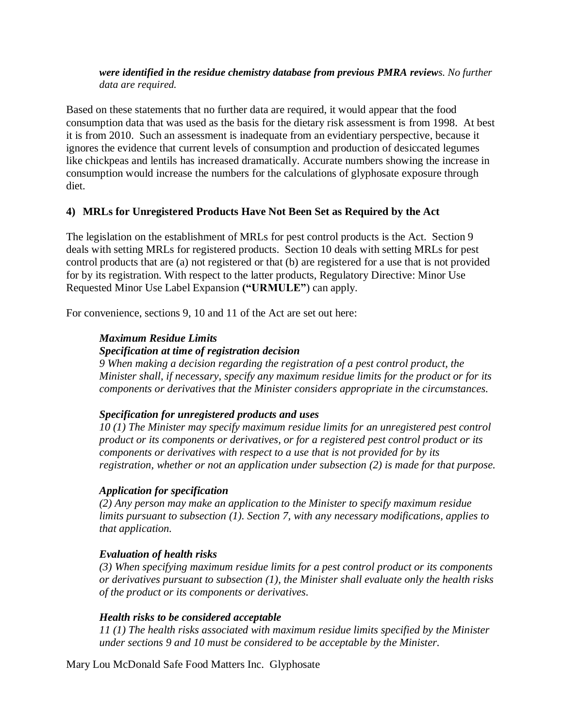***were identified in the residue chemistry database from previous PMRA reviews****. No further data are required.*

Based on these statements that no further data are required, it would appear that the food consumption data that was used as the basis for the dietary risk assessment is from 1998. At best it is from 2010. Such an assessment is inadequate from an evidentiary perspective, because it ignores the evidence that current levels of consumption and production of desiccated legumes like chickpeas and lentils has increased dramatically. Accurate numbers showing the increase in consumption would increase the numbers for the calculations of glyphosate exposure through diet.

## 4) MRLs for Unregistered Products Have Not Been Set as Required by the Act

The legislation on the establishment of MRLs for pest control products is the Act. Section 9 deals with setting MRLs for registered products. Section 10 deals with setting MRLs for pest control products that are (a) not registered or that (b) are registered for a use that is not provided for by its registration. With respect to the latter products, Regulatory Directive: Minor Use Requested Minor Use Label Expansion **("URMULE"**) can apply.

For convenience, sections 9, 10 and 11 of the Act are set out here:

> ***Maximum Residue Limits***
> ***Specification at time of registration decision***
> *9 When making a decision regarding the registration of a pest control product, the Minister shall, if necessary, specify any maximum residue limits for the product or for its components or derivatives that the Minister considers appropriate in the circumstances.*
>
> ***Specification for unregistered products and uses***
> *10 (1) The Minister may specify maximum residue limits for an unregistered pest control product or its components or derivatives, or for a registered pest control product or its components or derivatives with respect to a use that is not provided for by its registration, whether or not an application under subsection (2) is made for that purpose.*
>
> ***Application for specification***
> *(2) Any person may make an application to the Minister to specify maximum residue limits pursuant to subsection (1). Section 7, with any necessary modifications, applies to that application.*
>
> ***Evaluation of health risks***
> *(3) When specifying maximum residue limits for a pest control product or its components or derivatives pursuant to subsection (1), the Minister shall evaluate only the health risks of the product or its components or derivatives.*
>
> ***Health risks to be considered acceptable***
> *11 (1) The health risks associated with maximum residue limits specified by the Minister under sections 9 and 10 must be considered to be acceptable by the Minister.*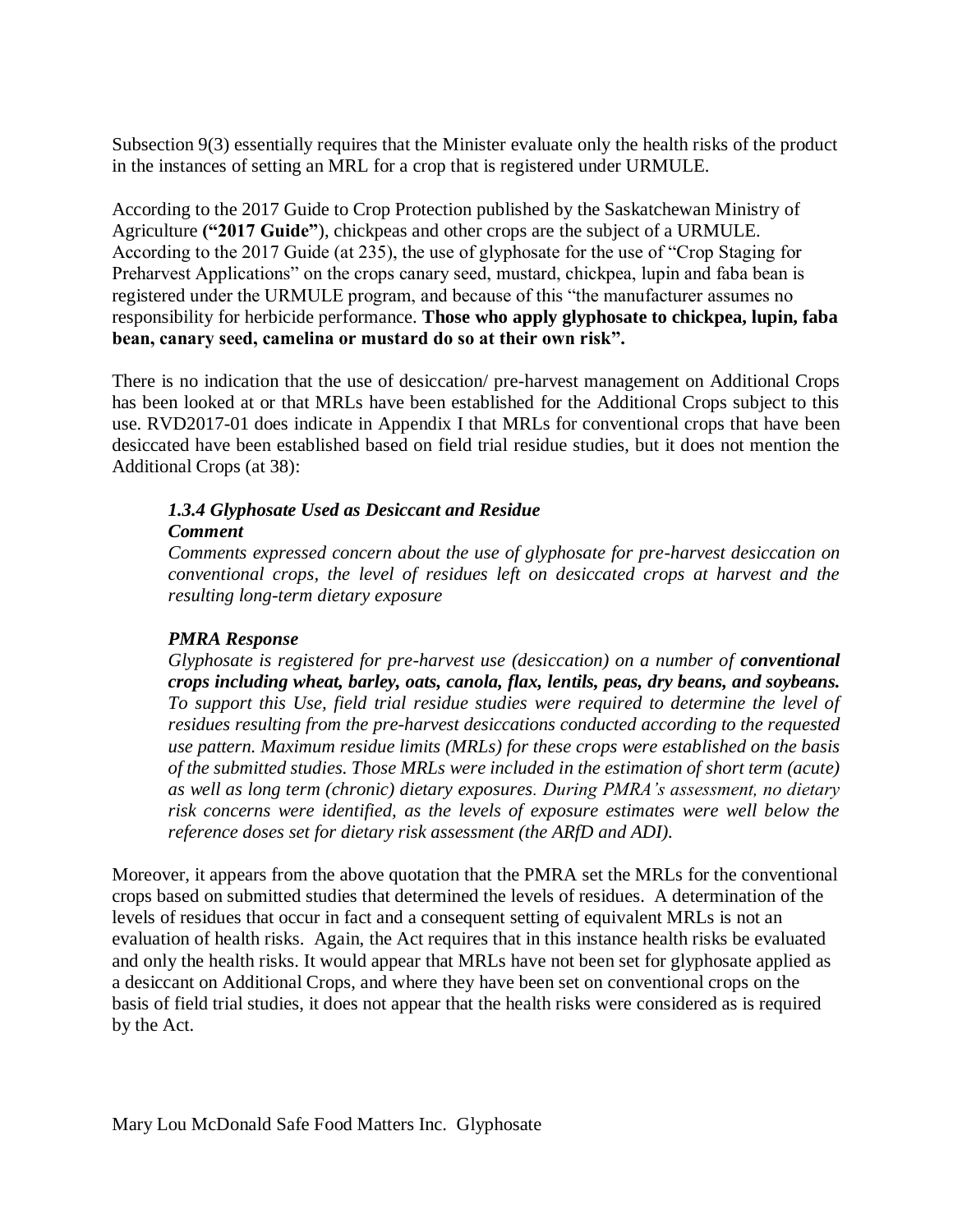Subsection 9(3) essentially requires that the Minister evaluate only the health risks of the product in the instances of setting an MRL for a crop that is registered under URMULE.

According to the 2017 Guide to Crop Protection published by the Saskatchewan Ministry of Agriculture **("2017 Guide")**, chickpeas and other crops are the subject of a URMULE. According to the 2017 Guide (at 235), the use of glyphosate for the use of "Crop Staging for Preharvest Applications" on the crops canary seed, mustard, chickpea, lupin and faba bean is registered under the URMULE program, and because of this "the manufacturer assumes no responsibility for herbicide performance. **Those who apply glyphosate to chickpea, lupin, faba bean, canary seed, camelina or mustard do so at their own risk".**

There is no indication that the use of desiccation/ pre-harvest management on Additional Crops has been looked at or that MRLs have been established for the Additional Crops subject to this use. RVD2017-01 does indicate in Appendix I that MRLs for conventional crops that have been desiccated have been established based on field trial residue studies, but it does not mention the Additional Crops (at 38):

> ***1.3.4 Glyphosate Used as Desiccant and Residue***
> ***Comment***
> *Comments expressed concern about the use of glyphosate for pre-harvest desiccation on conventional crops, the level of residues left on desiccated crops at harvest and the resulting long-term dietary exposure*
>
> ***PMRA Response***
> *Glyphosate is registered for pre-harvest use (desiccation) on a number of **conventional crops including wheat, barley, oats, canola, flax, lentils, peas, dry beans, and soybeans.** To support this Use, field trial residue studies were required to determine the level of residues resulting from the pre-harvest desiccations conducted according to the requested use pattern. Maximum residue limits (MRLs) for these crops were established on the basis of the submitted studies. Those MRLs were included in the estimation of short term (acute) as well as long term (chronic) dietary exposures. During PMRA's assessment, no dietary risk concerns were identified, as the levels of exposure estimates were well below the reference doses set for dietary risk assessment (the ARfD and ADI).*

Moreover, it appears from the above quotation that the PMRA set the MRLs for the conventional crops based on submitted studies that determined the levels of residues. A determination of the levels of residues that occur in fact and a consequent setting of equivalent MRLs is not an evaluation of health risks. Again, the Act requires that in this instance health risks be evaluated and only the health risks. It would appear that MRLs have not been set for glyphosate applied as a desiccant on Additional Crops, and where they have been set on conventional crops on the basis of field trial studies, it does not appear that the health risks were considered as is required by the Act.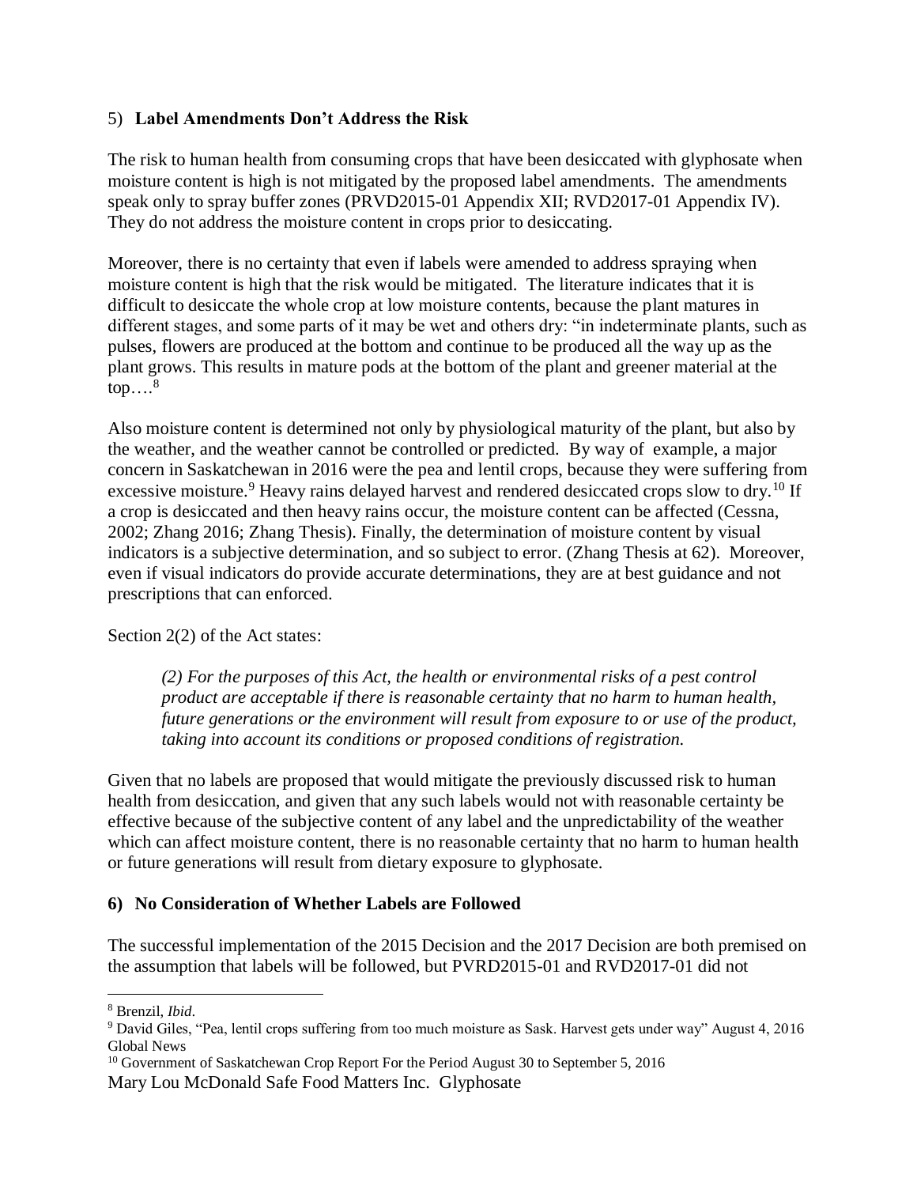## 5) **Label Amendments Don't Address the Risk**

The risk to human health from consuming crops that have been desiccated with glyphosate when moisture content is high is not mitigated by the proposed label amendments. The amendments speak only to spray buffer zones (PRVD2015-01 Appendix XII; RVD2017-01 Appendix IV). They do not address the moisture content in crops prior to desiccating.

Moreover, there is no certainty that even if labels were amended to address spraying when moisture content is high that the risk would be mitigated. The literature indicates that it is difficult to desiccate the whole crop at low moisture contents, because the plant matures in different stages, and some parts of it may be wet and others dry: "in indeterminate plants, such as pulses, flowers are produced at the bottom and continue to be produced all the way up as the plant grows. This results in mature pods at the bottom of the plant and greener material at the top….[8]

Also moisture content is determined not only by physiological maturity of the plant, but also by the weather, and the weather cannot be controlled or predicted. By way of example, a major concern in Saskatchewan in 2016 were the pea and lentil crops, because they were suffering from excessive moisture.[9] Heavy rains delayed harvest and rendered desiccated crops slow to dry.[10] If a crop is desiccated and then heavy rains occur, the moisture content can be affected (Cessna, 2002; Zhang 2016; Zhang Thesis). Finally, the determination of moisture content by visual indicators is a subjective determination, and so subject to error. (Zhang Thesis at 62). Moreover, even if visual indicators do provide accurate determinations, they are at best guidance and not prescriptions that can enforced.

Section 2(2) of the Act states:

> *(2) For the purposes of this Act, the health or environmental risks of a pest control product are acceptable if there is reasonable certainty that no harm to human health, future generations or the environment will result from exposure to or use of the product, taking into account its conditions or proposed conditions of registration.*

Given that no labels are proposed that would mitigate the previously discussed risk to human health from desiccation, and given that any such labels would not with reasonable certainty be effective because of the subjective content of any label and the unpredictability of the weather which can affect moisture content, there is no reasonable certainty that no harm to human health or future generations will result from dietary exposure to glyphosate.

## 6) No Consideration of Whether Labels are Followed

The successful implementation of the 2015 Decision and the 2017 Decision are both premised on the assumption that labels will be followed, but PVRD2015-01 and RVD2017-01 did not

---

[8] Brenzil, *Ibid*.

[9] David Giles, "Pea, lentil crops suffering from too much moisture as Sask. Harvest gets under way" August 4, 2016 Global News

[10] Government of Saskatchewan Crop Report For the Period August 30 to September 5, 2016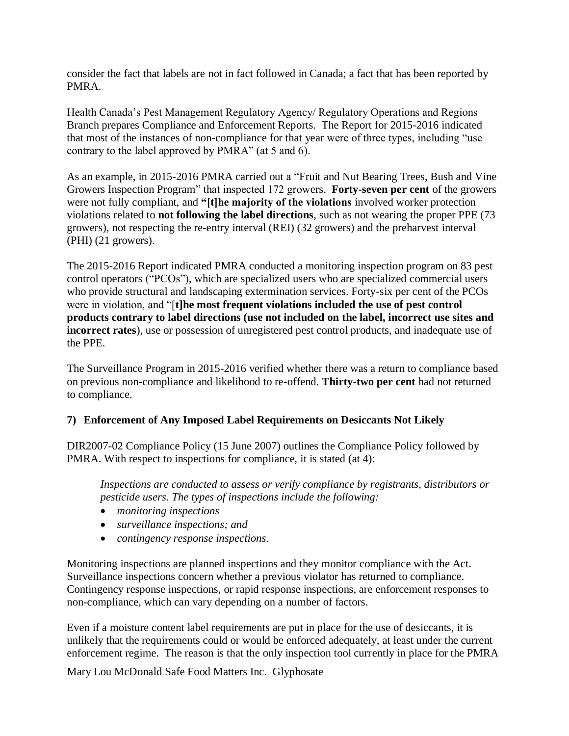consider the fact that labels are not in fact followed in Canada; a fact that has been reported by PMRA.

Health Canada's Pest Management Regulatory Agency/ Regulatory Operations and Regions Branch prepares Compliance and Enforcement Reports. The Report for 2015-2016 indicated that most of the instances of non-compliance for that year were of three types, including "use contrary to the label approved by PMRA" (at 5 and 6).

As an example, in 2015-2016 PMRA carried out a "Fruit and Nut Bearing Trees, Bush and Vine Growers Inspection Program" that inspected 172 growers. **Forty-seven per cent** of the growers were not fully compliant, and **"[t]he majority of the violations** involved worker protection violations related to **not following the label directions**, such as not wearing the proper PPE (73 growers), not respecting the re-entry interval (REI) (32 growers) and the preharvest interval (PHI) (21 growers).

The 2015-2016 Report indicated PMRA conducted a monitoring inspection program on 83 pest control operators ("PCOs"), which are specialized users who are specialized commercial users who provide structural and landscaping extermination services. Forty-six per cent of the PCOs were in violation, and "[**t]he most frequent violations included the use of pest control products contrary to label directions (use not included on the label, incorrect use sites and incorrect rates**), use or possession of unregistered pest control products, and inadequate use of the PPE.

The Surveillance Program in 2015-2016 verified whether there was a return to compliance based on previous non-compliance and likelihood to re-offend. **Thirty-two per cent** had not returned to compliance.

### 7) Enforcement of Any Imposed Label Requirements on Desiccants Not Likely

DIR2007-02 Compliance Policy (15 June 2007) outlines the Compliance Policy followed by PMRA. With respect to inspections for compliance, it is stated (at 4):

> *Inspections are conducted to assess or verify compliance by registrants, distributors or pesticide users. The types of inspections include the following:*
> - *monitoring inspections*
> - *surveillance inspections; and*
> - *contingency response inspections.*

Monitoring inspections are planned inspections and they monitor compliance with the Act. Surveillance inspections concern whether a previous violator has returned to compliance. Contingency response inspections, or rapid response inspections, are enforcement responses to non-compliance, which can vary depending on a number of factors.

Even if a moisture content label requirements are put in place for the use of desiccants, it is unlikely that the requirements could or would be enforced adequately, at least under the current enforcement regime. The reason is that the only inspection tool currently in place for the PMRA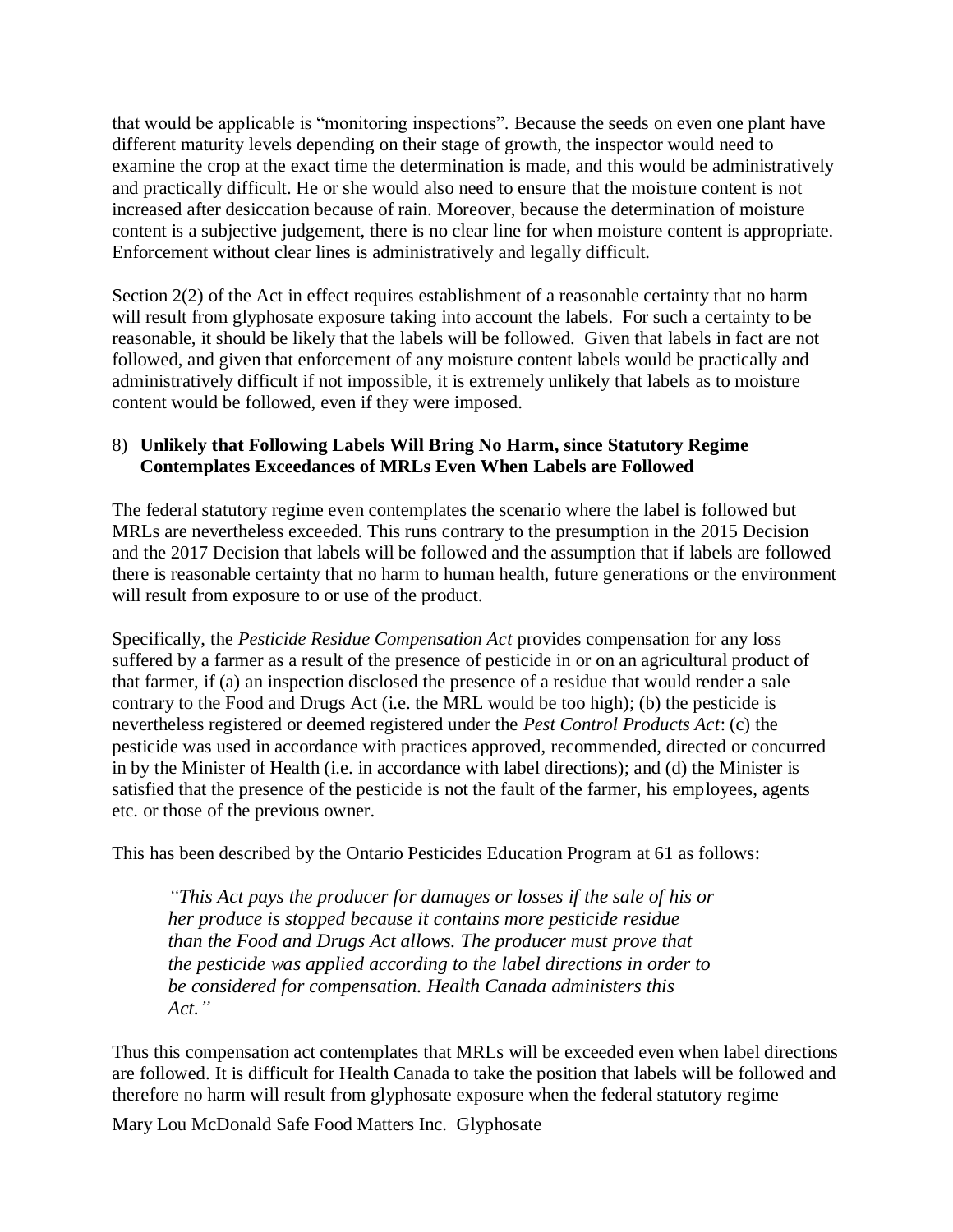that would be applicable is "monitoring inspections". Because the seeds on even one plant have different maturity levels depending on their stage of growth, the inspector would need to examine the crop at the exact time the determination is made, and this would be administratively and practically difficult. He or she would also need to ensure that the moisture content is not increased after desiccation because of rain. Moreover, because the determination of moisture content is a subjective judgement, there is no clear line for when moisture content is appropriate. Enforcement without clear lines is administratively and legally difficult.

Section 2(2) of the Act in effect requires establishment of a reasonable certainty that no harm will result from glyphosate exposure taking into account the labels. For such a certainty to be reasonable, it should be likely that the labels will be followed. Given that labels in fact are not followed, and given that enforcement of any moisture content labels would be practically and administratively difficult if not impossible, it is extremely unlikely that labels as to moisture content would be followed, even if they were imposed.

8) **Unlikely that Following Labels Will Bring No Harm, since Statutory Regime Contemplates Exceedances of MRLs Even When Labels are Followed**

The federal statutory regime even contemplates the scenario where the label is followed but MRLs are nevertheless exceeded. This runs contrary to the presumption in the 2015 Decision and the 2017 Decision that labels will be followed and the assumption that if labels are followed there is reasonable certainty that no harm to human health, future generations or the environment will result from exposure to or use of the product.

Specifically, the *Pesticide Residue Compensation Act* provides compensation for any loss suffered by a farmer as a result of the presence of pesticide in or on an agricultural product of that farmer, if (a) an inspection disclosed the presence of a residue that would render a sale contrary to the Food and Drugs Act (i.e. the MRL would be too high); (b) the pesticide is nevertheless registered or deemed registered under the *Pest Control Products Act*: (c) the pesticide was used in accordance with practices approved, recommended, directed or concurred in by the Minister of Health (i.e. in accordance with label directions); and (d) the Minister is satisfied that the presence of the pesticide is not the fault of the farmer, his employees, agents etc. or those of the previous owner.

This has been described by the Ontario Pesticides Education Program at 61 as follows:

> *"This Act pays the producer for damages or losses if the sale of his or her produce is stopped because it contains more pesticide residue than the Food and Drugs Act allows. The producer must prove that the pesticide was applied according to the label directions in order to be considered for compensation. Health Canada administers this Act."*

Thus this compensation act contemplates that MRLs will be exceeded even when label directions are followed. It is difficult for Health Canada to take the position that labels will be followed and therefore no harm will result from glyphosate exposure when the federal statutory regime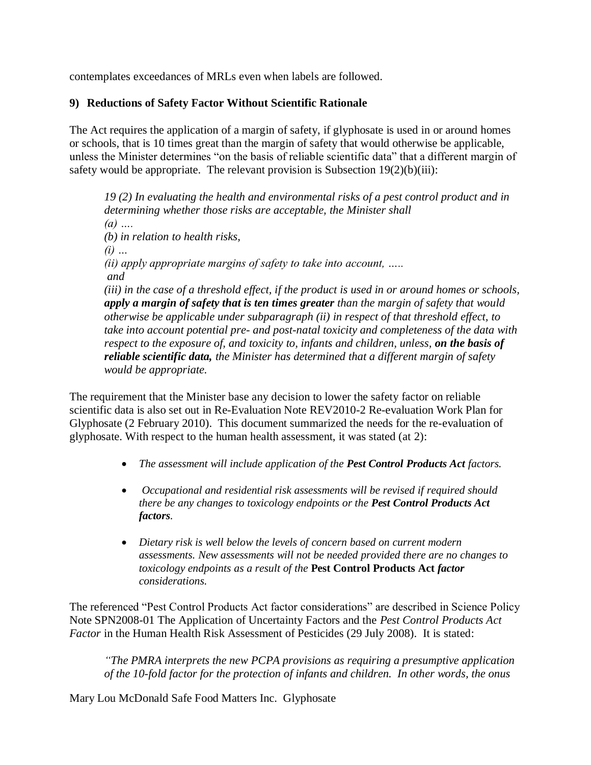contemplates exceedances of MRLs even when labels are followed.

### 9) Reductions of Safety Factor Without Scientific Rationale

The Act requires the application of a margin of safety, if glyphosate is used in or around homes or schools, that is 10 times great than the margin of safety that would otherwise be applicable, unless the Minister determines "on the basis of reliable scientific data" that a different margin of safety would be appropriate. The relevant provision is Subsection 19(2)(b)(iii):

> *19 (2) In evaluating the health and environmental risks of a pest control product and in determining whether those risks are acceptable, the Minister shall*
> *(a) ….*
> *(b) in relation to health risks,*
> *(i) …*
> *(ii) apply appropriate margins of safety to take into account, …..*
> *and*
> *(iii) in the case of a threshold effect, if the product is used in or around homes or schools,* ***apply a margin of safety that is ten times greater*** *than the margin of safety that would otherwise be applicable under subparagraph (ii) in respect of that threshold effect, to take into account potential pre- and post-natal toxicity and completeness of the data with respect to the exposure of, and toxicity to, infants and children, unless,* ***on the basis of reliable scientific data,*** *the Minister has determined that a different margin of safety would be appropriate.*

The requirement that the Minister base any decision to lower the safety factor on reliable scientific data is also set out in Re-Evaluation Note REV2010-2 Re-evaluation Work Plan for Glyphosate (2 February 2010). This document summarized the needs for the re-evaluation of glyphosate. With respect to the human health assessment, it was stated (at 2):

- *The assessment will include application of the* ***Pest Control Products Act*** *factors.*
- *Occupational and residential risk assessments will be revised if required should there be any changes to toxicology endpoints or the* ***Pest Control Products Act factors****.*
- *Dietary risk is well below the levels of concern based on current modern assessments. New assessments will not be needed provided there are no changes to toxicology endpoints as a result of the* **Pest Control Products Act** ***factor*** *considerations.*

The referenced "Pest Control Products Act factor considerations" are described in Science Policy Note SPN2008-01 The Application of Uncertainty Factors and the *Pest Control Products Act Factor* in the Human Health Risk Assessment of Pesticides (29 July 2008). It is stated:

> *"The PMRA interprets the new PCPA provisions as requiring a presumptive application of the 10-fold factor for the protection of infants and children. In other words, the onus*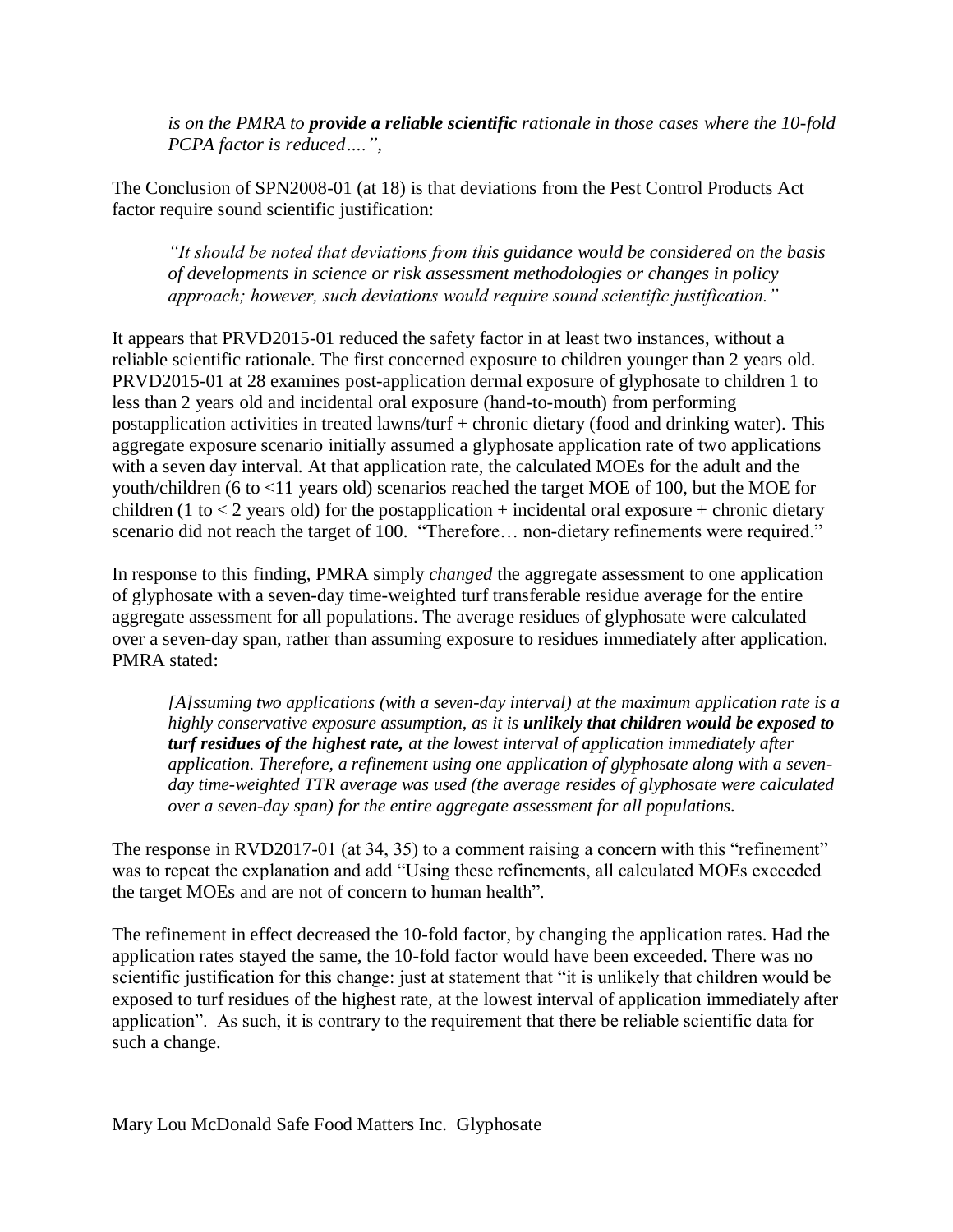> *is on the PMRA to **provide a reliable scientific** rationale in those cases where the 10-fold PCPA factor is reduced….",*

The Conclusion of SPN2008-01 (at 18) is that deviations from the Pest Control Products Act factor require sound scientific justification:

> *"It should be noted that deviations from this guidance would be considered on the basis of developments in science or risk assessment methodologies or changes in policy approach; however, such deviations would require sound scientific justification."*

It appears that PRVD2015-01 reduced the safety factor in at least two instances, without a reliable scientific rationale. The first concerned exposure to children younger than 2 years old. PRVD2015-01 at 28 examines post-application dermal exposure of glyphosate to children 1 to less than 2 years old and incidental oral exposure (hand-to-mouth) from performing postapplication activities in treated lawns/turf + chronic dietary (food and drinking water). This aggregate exposure scenario initially assumed a glyphosate application rate of two applications with a seven day interval. At that application rate, the calculated MOEs for the adult and the youth/children (6 to <11 years old) scenarios reached the target MOE of 100, but the MOE for children (1 to < 2 years old) for the postapplication + incidental oral exposure + chronic dietary scenario did not reach the target of 100. "Therefore… non-dietary refinements were required."

In response to this finding, PMRA simply *changed* the aggregate assessment to one application of glyphosate with a seven-day time-weighted turf transferable residue average for the entire aggregate assessment for all populations. The average residues of glyphosate were calculated over a seven-day span, rather than assuming exposure to residues immediately after application. PMRA stated:

> *[A]ssuming two applications (with a seven-day interval) at the maximum application rate is a highly conservative exposure assumption, as it is **unlikely that children would be exposed to turf residues of the highest rate,** at the lowest interval of application immediately after application. Therefore, a refinement using one application of glyphosate along with a seven-day time-weighted TTR average was used (the average resides of glyphosate were calculated over a seven-day span) for the entire aggregate assessment for all populations.*

The response in RVD2017-01 (at 34, 35) to a comment raising a concern with this "refinement" was to repeat the explanation and add "Using these refinements, all calculated MOEs exceeded the target MOEs and are not of concern to human health".

The refinement in effect decreased the 10-fold factor, by changing the application rates. Had the application rates stayed the same, the 10-fold factor would have been exceeded. There was no scientific justification for this change: just at statement that "it is unlikely that children would be exposed to turf residues of the highest rate, at the lowest interval of application immediately after application". As such, it is contrary to the requirement that there be reliable scientific data for such a change.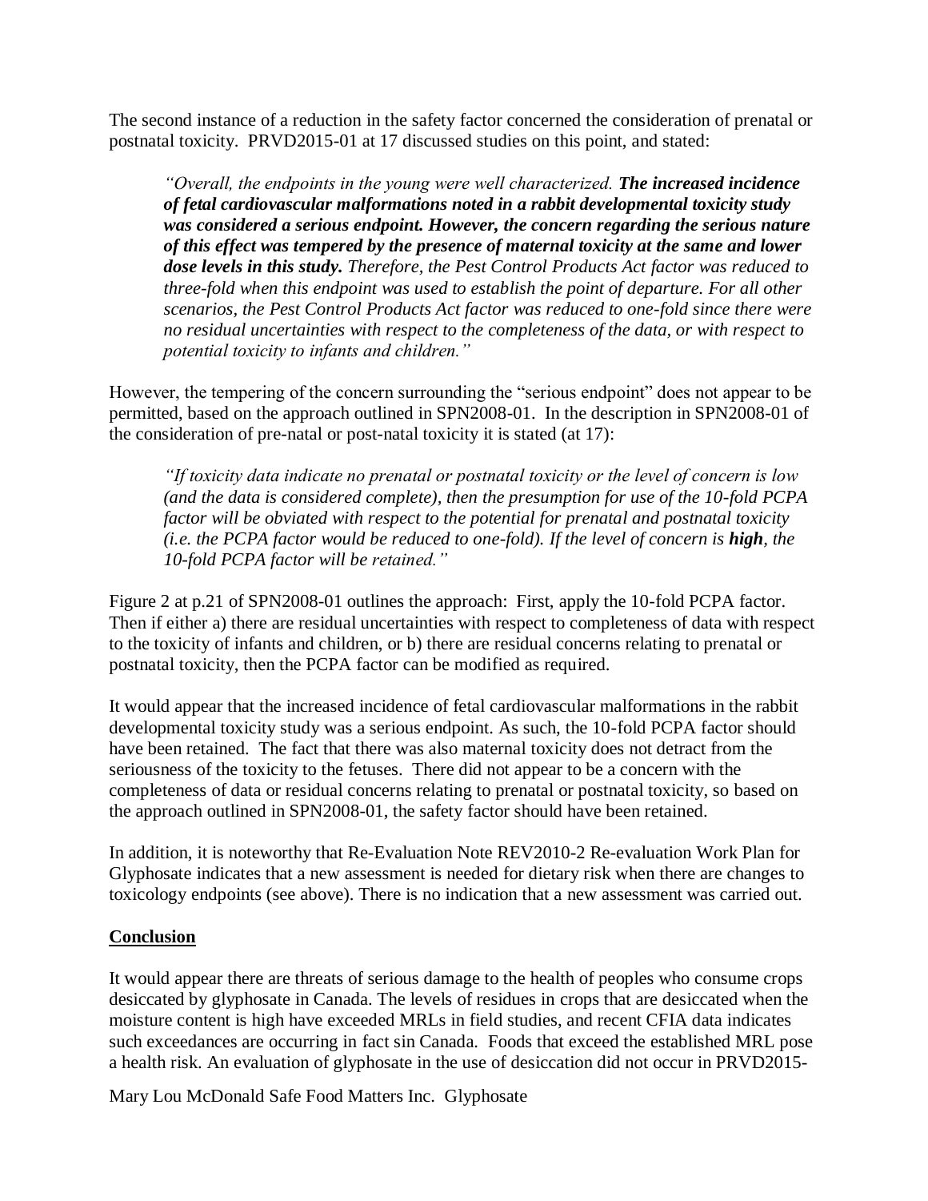The second instance of a reduction in the safety factor concerned the consideration of prenatal or postnatal toxicity. PRVD2015-01 at 17 discussed studies on this point, and stated:

> *"Overall, the endpoints in the young were well characterized.* ***The increased incidence of fetal cardiovascular malformations noted in a rabbit developmental toxicity study was considered a serious endpoint. However, the concern regarding the serious nature of this effect was tempered by the presence of maternal toxicity at the same and lower dose levels in this study.*** *Therefore, the Pest Control Products Act factor was reduced to three-fold when this endpoint was used to establish the point of departure. For all other scenarios, the Pest Control Products Act factor was reduced to one-fold since there were no residual uncertainties with respect to the completeness of the data, or with respect to potential toxicity to infants and children."*

However, the tempering of the concern surrounding the "serious endpoint" does not appear to be permitted, based on the approach outlined in SPN2008-01. In the description in SPN2008-01 of the consideration of pre-natal or post-natal toxicity it is stated (at 17):

> *"If toxicity data indicate no prenatal or postnatal toxicity or the level of concern is low (and the data is considered complete), then the presumption for use of the 10-fold PCPA factor will be obviated with respect to the potential for prenatal and postnatal toxicity (i.e. the PCPA factor would be reduced to one-fold). If the level of concern is* ***high****, the 10-fold PCPA factor will be retained."*

Figure 2 at p.21 of SPN2008-01 outlines the approach: First, apply the 10-fold PCPA factor. Then if either a) there are residual uncertainties with respect to completeness of data with respect to the toxicity of infants and children, or b) there are residual concerns relating to prenatal or postnatal toxicity, then the PCPA factor can be modified as required.

It would appear that the increased incidence of fetal cardiovascular malformations in the rabbit developmental toxicity study was a serious endpoint. As such, the 10-fold PCPA factor should have been retained. The fact that there was also maternal toxicity does not detract from the seriousness of the toxicity to the fetuses. There did not appear to be a concern with the completeness of data or residual concerns relating to prenatal or postnatal toxicity, so based on the approach outlined in SPN2008-01, the safety factor should have been retained.

In addition, it is noteworthy that Re-Evaluation Note REV2010-2 Re-evaluation Work Plan for Glyphosate indicates that a new assessment is needed for dietary risk when there are changes to toxicology endpoints (see above). There is no indication that a new assessment was carried out.

## Conclusion

It would appear there are threats of serious damage to the health of peoples who consume crops desiccated by glyphosate in Canada. The levels of residues in crops that are desiccated when the moisture content is high have exceeded MRLs in field studies, and recent CFIA data indicates such exceedances are occurring in fact sin Canada. Foods that exceed the established MRL pose a health risk. An evaluation of glyphosate in the use of desiccation did not occur in PRVD2015-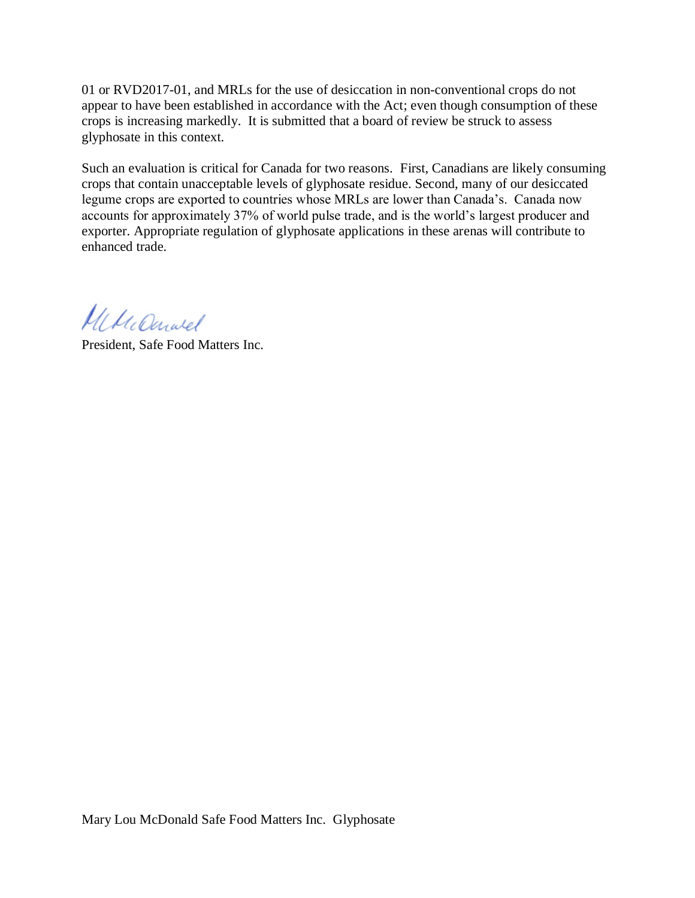01 or RVD2017-01, and MRLs for the use of desiccation in non-conventional crops do not appear to have been established in accordance with the Act; even though consumption of these crops is increasing markedly. It is submitted that a board of review be struck to assess glyphosate in this context.

Such an evaluation is critical for Canada for two reasons. First, Canadians are likely consuming crops that contain unacceptable levels of glyphosate residue. Second, many of our desiccated legume crops are exported to countries whose MRLs are lower than Canada's. Canada now accounts for approximately 37% of world pulse trade, and is the world's largest producer and exporter. Appropriate regulation of glyphosate applications in these arenas will contribute to enhanced trade.

President, Safe Food Matters Inc.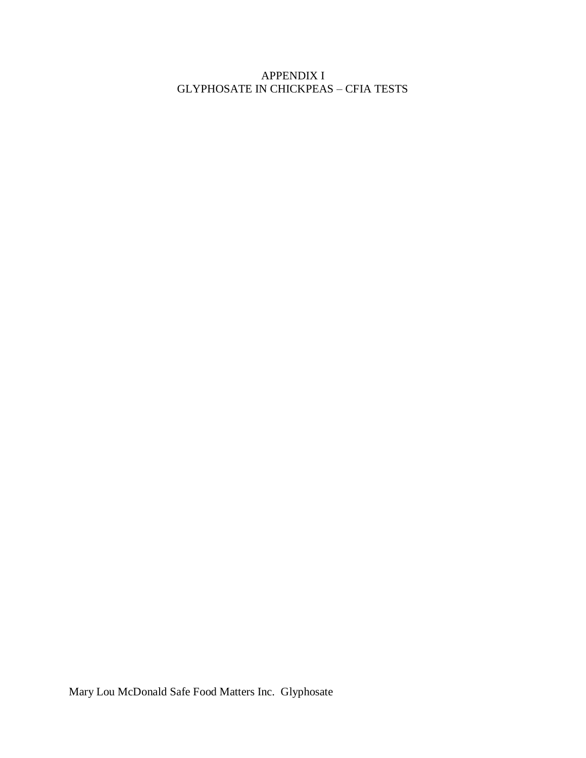# APPENDIX I
# GLYPHOSATE IN CHICKPEAS – CFIA TESTS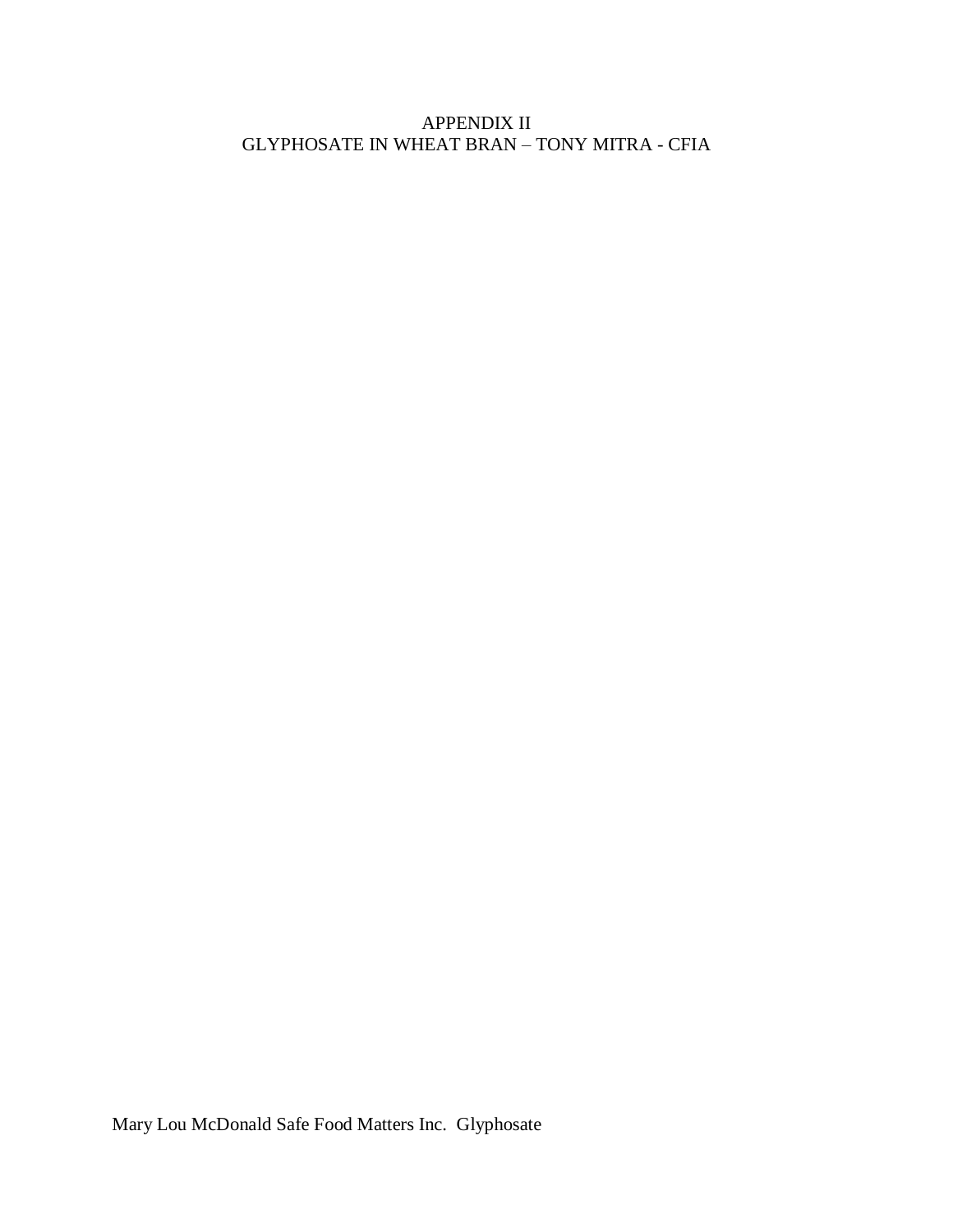# APPENDIX II

## GLYPHOSATE IN WHEAT BRAN – TONY MITRA - CFIA